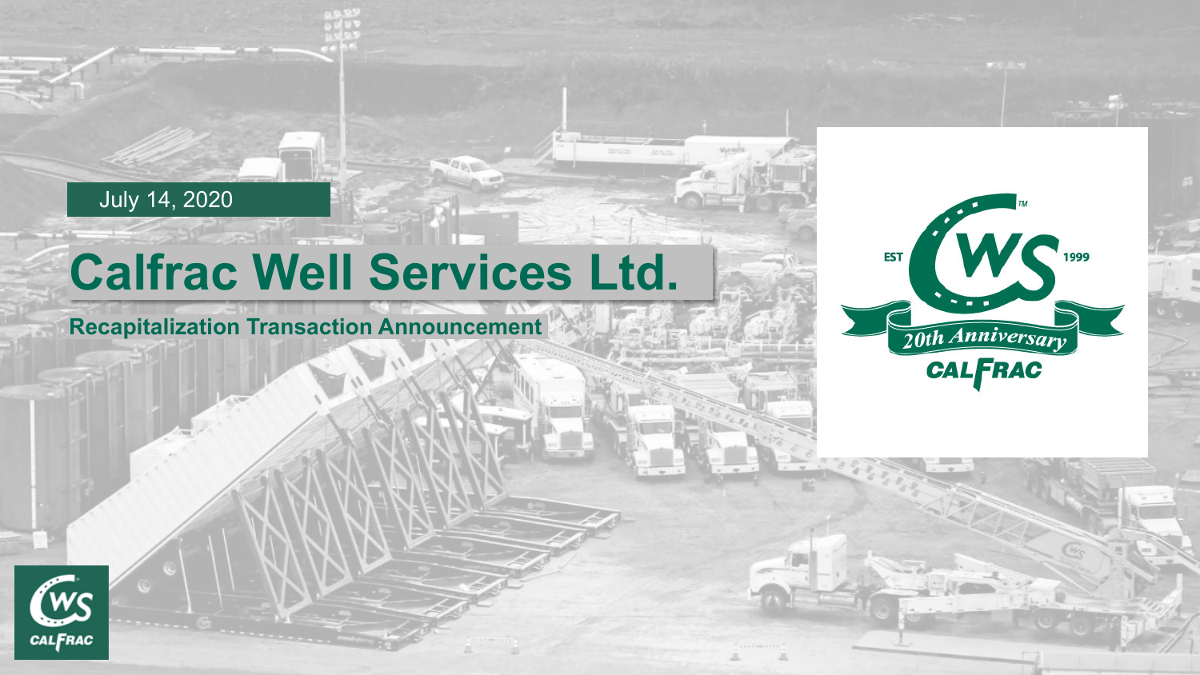July 14, 2020

# Calfrac Well Services Ltd.

**Recapitalization Transaction Announcement**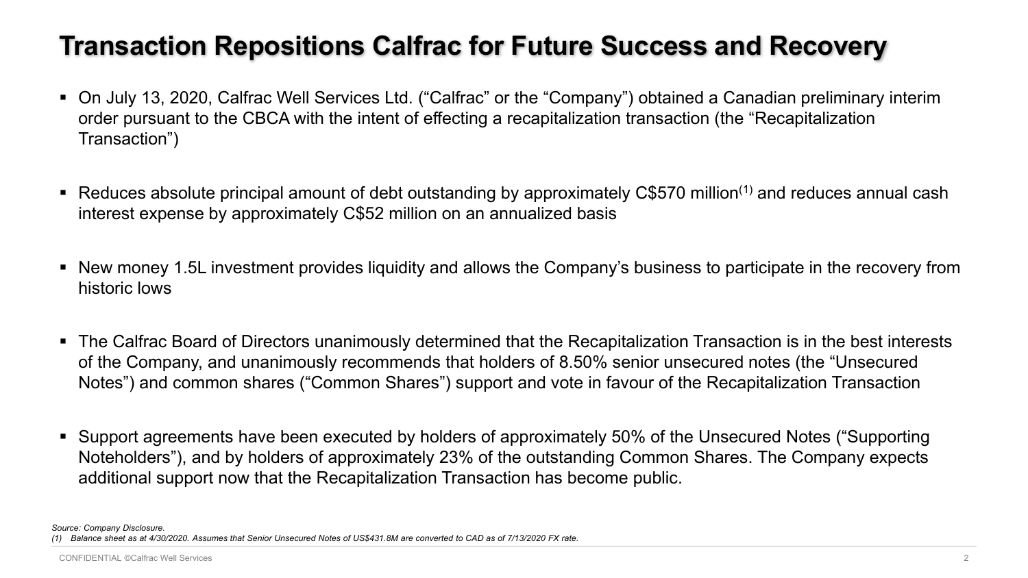# Transaction Repositions Calfrac for Future Success and Recovery

- On July 13, 2020, Calfrac Well Services Ltd. ("Calfrac" or the "Company") obtained a Canadian preliminary interim order pursuant to the CBCA with the intent of effecting a recapitalization transaction (the "Recapitalization Transaction")

- Reduces absolute principal amount of debt outstanding by approximately C$570 million[(1)] and reduces annual cash interest expense by approximately C$52 million on an annualized basis

- New money 1.5L investment provides liquidity and allows the Company's business to participate in the recovery from historic lows

- The Calfrac Board of Directors unanimously determined that the Recapitalization Transaction is in the best interests of the Company, and unanimously recommends that holders of 8.50% senior unsecured notes (the "Unsecured Notes") and common shares ("Common Shares") support and vote in favour of the Recapitalization Transaction

- Support agreements have been executed by holders of approximately 50% of the Unsecured Notes ("Supporting Noteholders"), and by holders of approximately 23% of the outstanding Common Shares. The Company expects additional support now that the Recapitalization Transaction has become public.

*Source: Company Disclosure.*

*(1) Balance sheet as at 4/30/2020. Assumes that Senior Unsecured Notes of US$431.8M are converted to CAD as of 7/13/2020 FX rate.*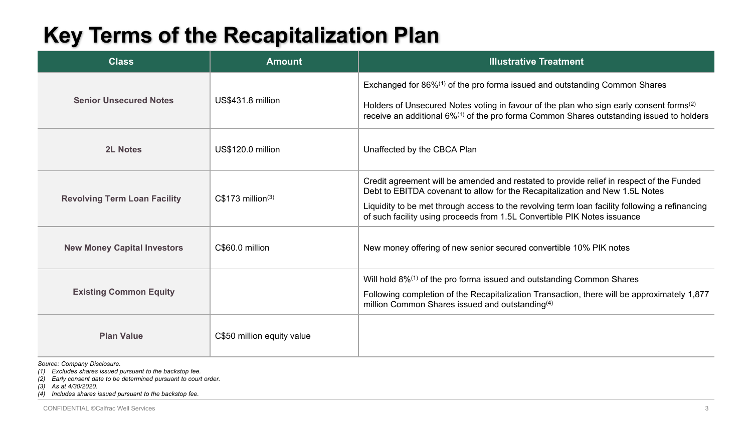# Key Terms of the Recapitalization Plan

| Class | Amount | Illustrative Treatment |
|---|---|---|
| **Senior Unsecured Notes** | US$431.8 million | Exchanged for 86%[1] of the pro forma issued and outstanding Common Shares<br><br>Holders of Unsecured Notes voting in favour of the plan who sign early consent forms[2] receive an additional 6%[1] of the pro forma Common Shares outstanding issued to holders |
| **2L Notes** | US$120.0 million | Unaffected by the CBCA Plan |
| **Revolving Term Loan Facility** | C$173 million[3] | Credit agreement will be amended and restated to provide relief in respect of the Funded Debt to EBITDA covenant to allow for the Recapitalization and New 1.5L Notes<br><br>Liquidity to be met through access to the revolving term loan facility following a refinancing of such facility using proceeds from 1.5L Convertible PIK Notes issuance |
| **New Money Capital Investors** | C$60.0 million | New money offering of new senior secured convertible 10% PIK notes |
| **Existing Common Equity** | | Will hold 8%[1] of the pro forma issued and outstanding Common Shares<br><br>Following completion of the Recapitalization Transaction, there will be approximately 1,877 million Common Shares issued and outstanding[4] |
| **Plan Value** | C$50 million equity value | |

*Source: Company Disclosure.*

*(1) Excludes shares issued pursuant to the backstop fee.*
*(2) Early consent date to be determined pursuant to court order.*
*(3) As at 4/30/2020.*
*(4) Includes shares issued pursuant to the backstop fee.*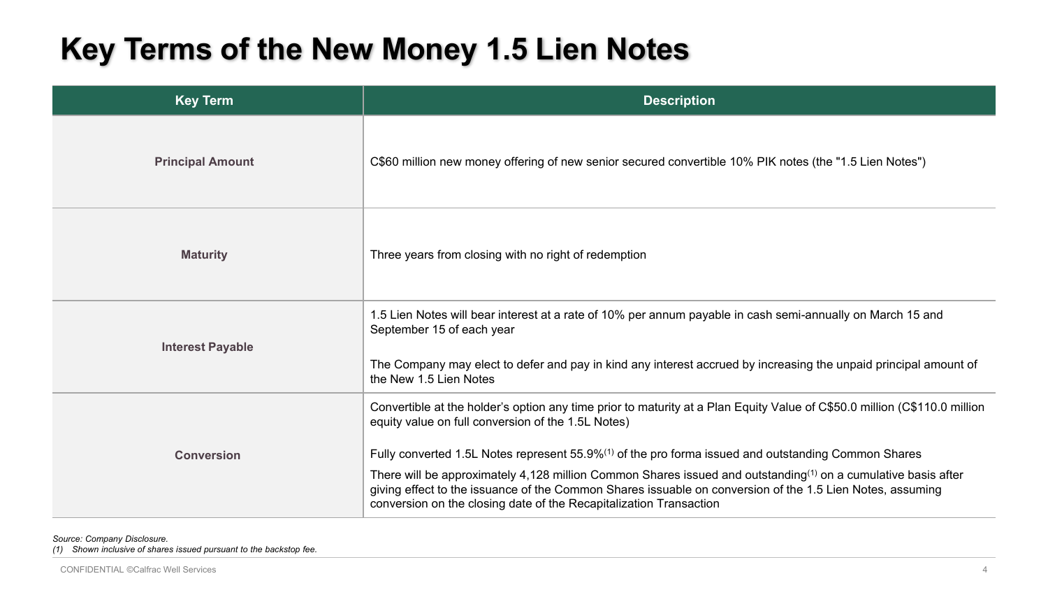# Key Terms of the New Money 1.5 Lien Notes

| Key Term | Description |
|---|---|
| **Principal Amount** | C$60 million new money offering of new senior secured convertible 10% PIK notes (the "1.5 Lien Notes") |
| **Maturity** | Three years from closing with no right of redemption |
| **Interest Payable** | 1.5 Lien Notes will bear interest at a rate of 10% per annum payable in cash semi-annually on March 15 and September 15 of each year<br><br>The Company may elect to defer and pay in kind any interest accrued by increasing the unpaid principal amount of the New 1.5 Lien Notes |
| **Conversion** | Convertible at the holder's option any time prior to maturity at a Plan Equity Value of C$50.0 million (C$110.0 million equity value on full conversion of the 1.5L Notes)<br><br>Fully converted 1.5L Notes represent 55.9%(1) of the pro forma issued and outstanding Common Shares<br><br>There will be approximately 4,128 million Common Shares issued and outstanding(1) on a cumulative basis after giving effect to the issuance of the Common Shares issuable on conversion of the 1.5 Lien Notes, assuming conversion on the closing date of the Recapitalization Transaction |

*Source: Company Disclosure.*
*(1) Shown inclusive of shares issued pursuant to the backstop fee.*

CONFIDENTIAL ©Calfrac Well Services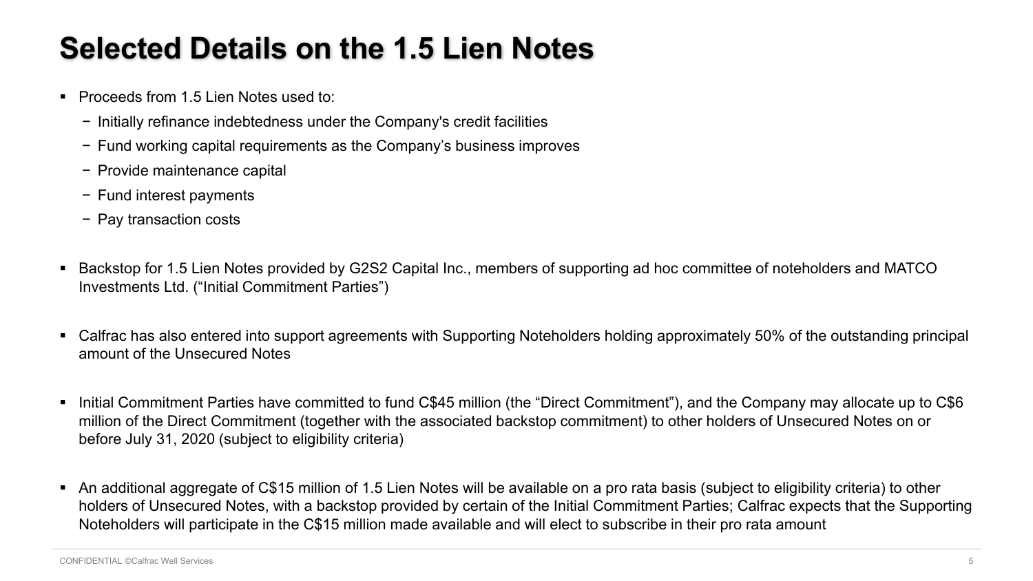# Selected Details on the 1.5 Lien Notes

- Proceeds from 1.5 Lien Notes used to:
  - Initially refinance indebtedness under the Company's credit facilities
  - Fund working capital requirements as the Company's business improves
  - Provide maintenance capital
  - Fund interest payments
  - Pay transaction costs

- Backstop for 1.5 Lien Notes provided by G2S2 Capital Inc., members of supporting ad hoc committee of noteholders and MATCO Investments Ltd. ("Initial Commitment Parties")

- Calfrac has also entered into support agreements with Supporting Noteholders holding approximately 50% of the outstanding principal amount of the Unsecured Notes

- Initial Commitment Parties have committed to fund C$45 million (the "Direct Commitment"), and the Company may allocate up to C$6 million of the Direct Commitment (together with the associated backstop commitment) to other holders of Unsecured Notes on or before July 31, 2020 (subject to eligibility criteria)

- An additional aggregate of C$15 million of 1.5 Lien Notes will be available on a pro rata basis (subject to eligibility criteria) to other holders of Unsecured Notes, with a backstop provided by certain of the Initial Commitment Parties; Calfrac expects that the Supporting Noteholders will participate in the C$15 million made available and will elect to subscribe in their pro rata amount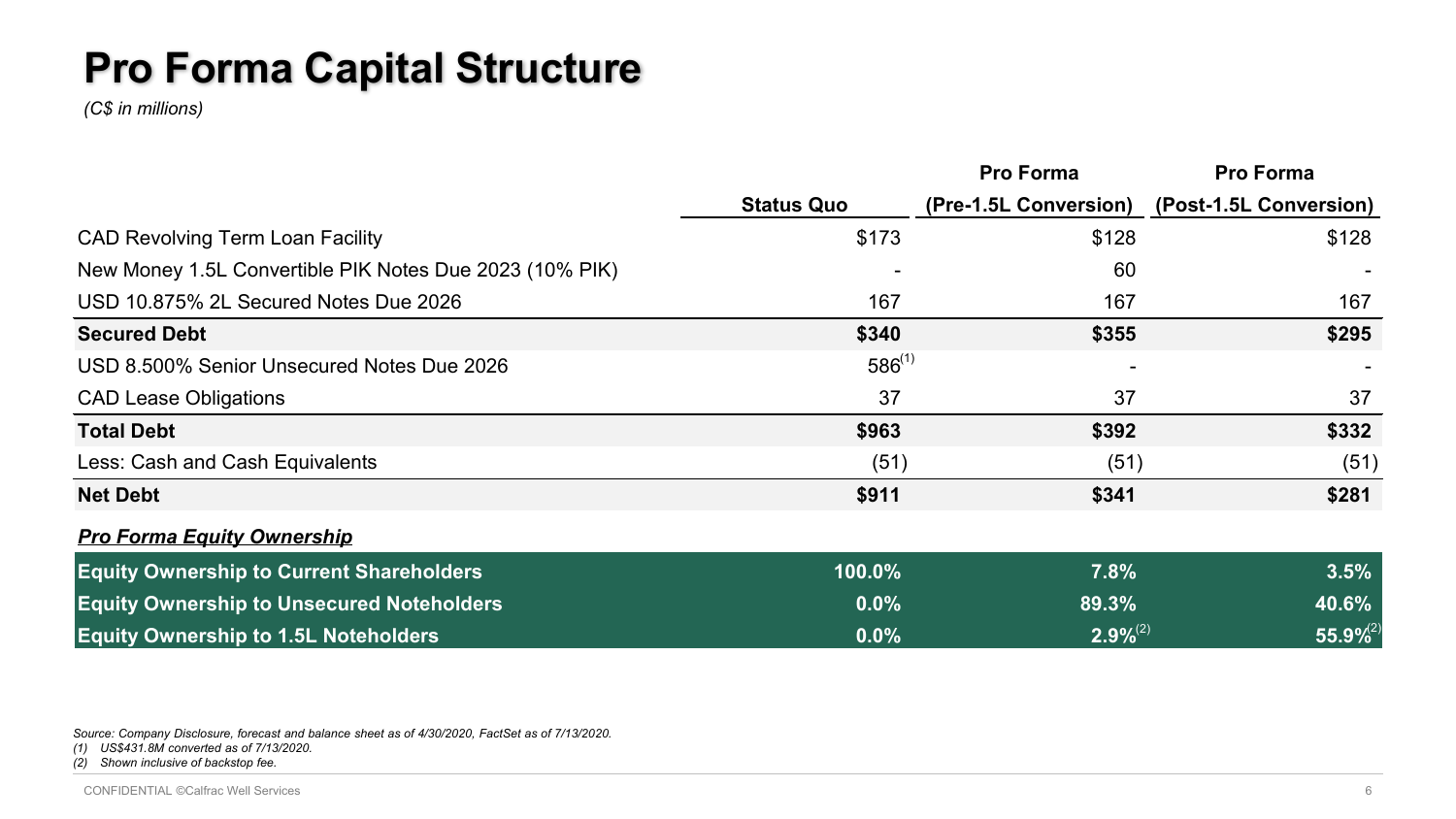# Pro Forma Capital Structure

*(C$ in millions)*

| | Status Quo | Pro Forma (Pre-1.5L Conversion) | Pro Forma (Post-1.5L Conversion) |
|---|---|---|---|
| CAD Revolving Term Loan Facility | $173 | $128 | $128 |
| New Money 1.5L Convertible PIK Notes Due 2023 (10% PIK) | - | 60 | - |
| USD 10.875% 2L Secured Notes Due 2026 | 167 | 167 | 167 |
| **Secured Debt** | **$340** | **$355** | **$295** |
| USD 8.500% Senior Unsecured Notes Due 2026 | 586[1] | - | - |
| CAD Lease Obligations | 37 | 37 | 37 |
| **Total Debt** | **$963** | **$392** | **$332** |
| Less: Cash and Cash Equivalents | (51) | (51) | (51) |
| **Net Debt** | **$911** | **$341** | **$281** |
| ***Pro Forma Equity Ownership*** | | | |
| **Equity Ownership to Current Shareholders** | **100.0%** | **7.8%** | **3.5%** |
| **Equity Ownership to Unsecured Noteholders** | **0.0%** | **89.3%** | **40.6%** |
| **Equity Ownership to 1.5L Noteholders** | **0.0%** | **2.9%**[2] | **55.9%**[2] |

*Source: Company Disclosure, forecast and balance sheet as of 4/30/2020, FactSet as of 7/13/2020.*

*(1) US$431.8M converted as of 7/13/2020.*

*(2) Shown inclusive of backstop fee.*

CONFIDENTIAL ©Calfrac Well Services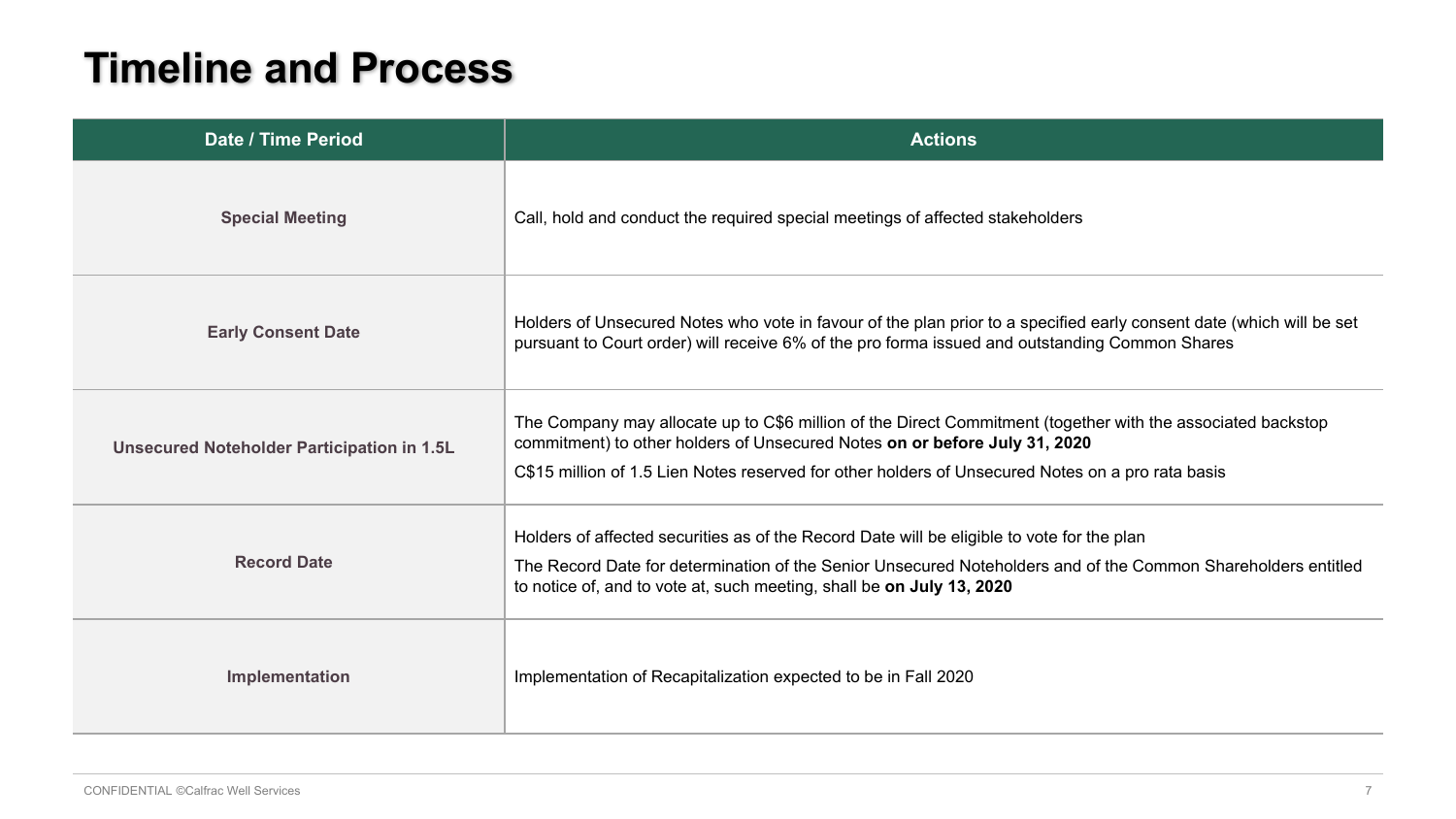# Timeline and Process

| Date / Time Period | Actions |
|---|---|
| **Special Meeting** | Call, hold and conduct the required special meetings of affected stakeholders |
| **Early Consent Date** | Holders of Unsecured Notes who vote in favour of the plan prior to a specified early consent date (which will be set pursuant to Court order) will receive 6% of the pro forma issued and outstanding Common Shares |
| **Unsecured Noteholder Participation in 1.5L** | The Company may allocate up to C$6 million of the Direct Commitment (together with the associated backstop commitment) to other holders of Unsecured Notes **on or before July 31, 2020**<br>C$15 million of 1.5 Lien Notes reserved for other holders of Unsecured Notes on a pro rata basis |
| **Record Date** | Holders of affected securities as of the Record Date will be eligible to vote for the plan<br>The Record Date for determination of the Senior Unsecured Noteholders and of the Common Shareholders entitled to notice of, and to vote at, such meeting, shall be **on July 13, 2020** |
| **Implementation** | Implementation of Recapitalization expected to be in Fall 2020 |

CONFIDENTIAL ©Calfrac Well Services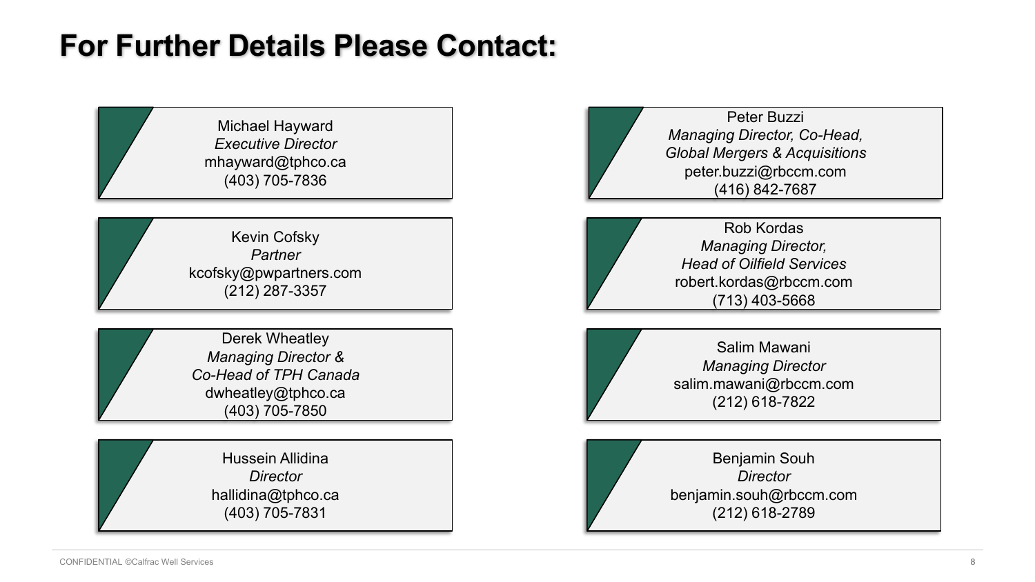# For Further Details Please Contact:

Michael Hayward
*Executive Director*
mhayward@tphco.ca
(403) 705-7836

Kevin Cofsky
*Partner*
kcofsky@pwpartners.com
(212) 287-3357

Derek Wheatley
*Managing Director & Co-Head of TPH Canada*
dwheatley@tphco.ca
(403) 705-7850

Hussein Allidina
*Director*
hallidina@tphco.ca
(403) 705-7831

Peter Buzzi
*Managing Director, Co-Head, Global Mergers & Acquisitions*
peter.buzzi@rbccm.com
(416) 842-7687

Rob Kordas
*Managing Director, Head of Oilfield Services*
robert.kordas@rbccm.com
(713) 403-5668

Salim Mawani
*Managing Director*
salim.mawani@rbccm.com
(212) 618-7822

Benjamin Souh
*Director*
benjamin.souh@rbccm.com
(212) 618-2789

CONFIDENTIAL ©Calfrac Well Services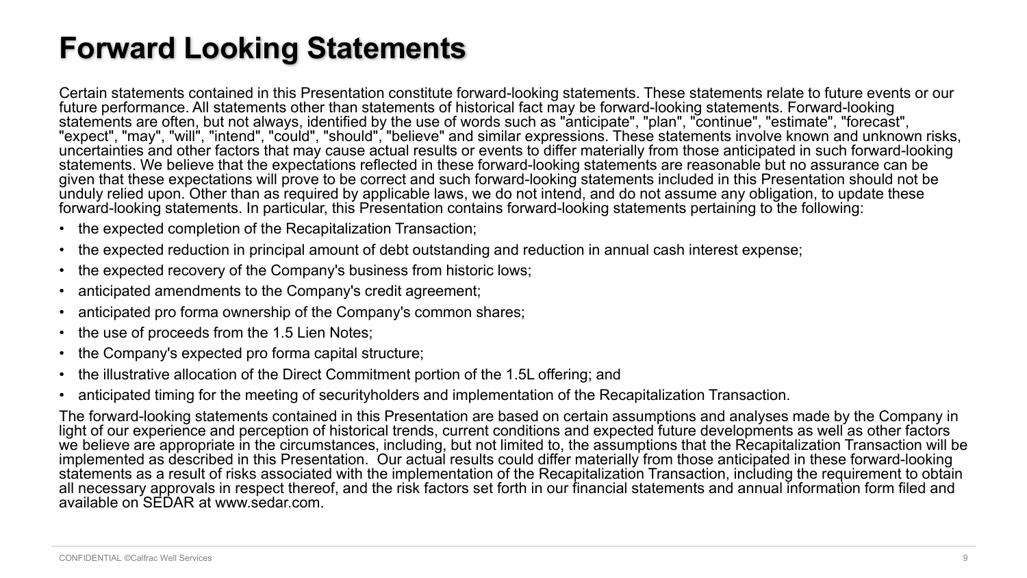# Forward Looking Statements

Certain statements contained in this Presentation constitute forward-looking statements. These statements relate to future events or our future performance. All statements other than statements of historical fact may be forward-looking statements. Forward-looking statements are often, but not always, identified by the use of words such as "anticipate", "plan", "continue", "estimate", "forecast", "expect", "may", "will", "intend", "could", "should", "believe" and similar expressions. These statements involve known and unknown risks, uncertainties and other factors that may cause actual results or events to differ materially from those anticipated in such forward-looking statements. We believe that the expectations reflected in these forward-looking statements are reasonable but no assurance can be given that these expectations will prove to be correct and such forward-looking statements included in this Presentation should not be unduly relied upon. Other than as required by applicable laws, we do not intend, and do not assume any obligation, to update these forward-looking statements. In particular, this Presentation contains forward-looking statements pertaining to the following:

- the expected completion of the Recapitalization Transaction;
- the expected reduction in principal amount of debt outstanding and reduction in annual cash interest expense;
- the expected recovery of the Company's business from historic lows;
- anticipated amendments to the Company's credit agreement;
- anticipated pro forma ownership of the Company's common shares;
- the use of proceeds from the 1.5 Lien Notes;
- the Company's expected pro forma capital structure;
- the illustrative allocation of the Direct Commitment portion of the 1.5L offering; and
- anticipated timing for the meeting of securityholders and implementation of the Recapitalization Transaction.

The forward-looking statements contained in this Presentation are based on certain assumptions and analyses made by the Company in light of our experience and perception of historical trends, current conditions and expected future developments as well as other factors we believe are appropriate in the circumstances, including, but not limited to, the assumptions that the Recapitalization Transaction will be implemented as described in this Presentation. Our actual results could differ materially from those anticipated in these forward-looking statements as a result of risks associated with the implementation of the Recapitalization Transaction, including the requirement to obtain all necessary approvals in respect thereof, and the risk factors set forth in our financial statements and annual information form filed and available on SEDAR at www.sedar.com.

CONFIDENTIAL ©Calfrac Well Services